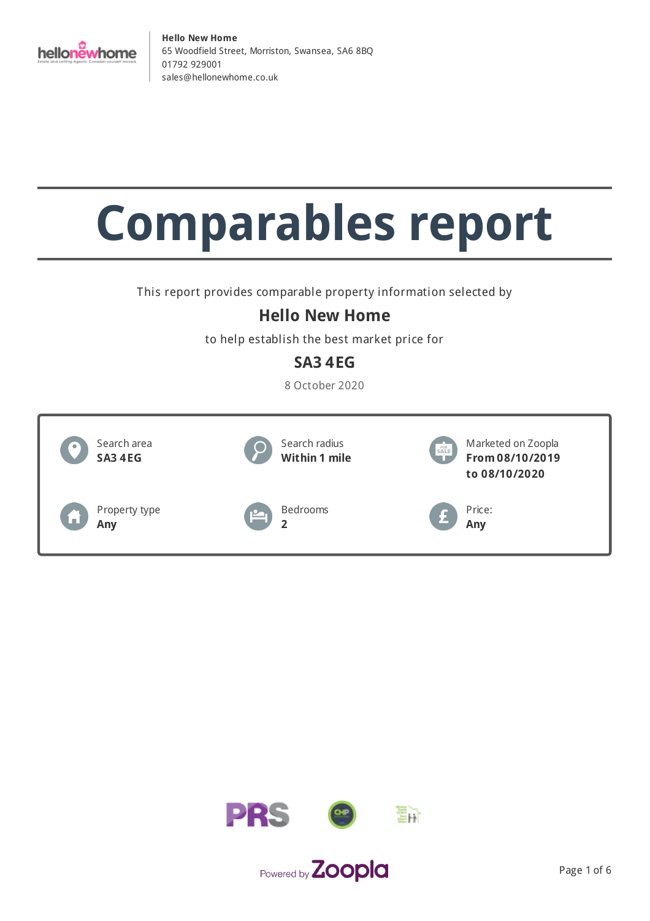**Hello New Home**
65 Woodfield Street, Morriston, Swansea, SA6 8BQ
01792 929001
sales@hellonewhome.co.uk

# Comparables report

This report provides comparable property information selected by

## Hello New Home

to help establish the best market price for

## SA3 4EG

8 October 2020

| | | |
|---|---|---|
| Search area **SA3 4EG** | Search radius **Within 1 mile** | Marketed on Zoopla **From 08/10/2019 to 08/10/2020** |
| Property type **Any** | Bedrooms **2** | Price: **Any** |

Powered by Zoopla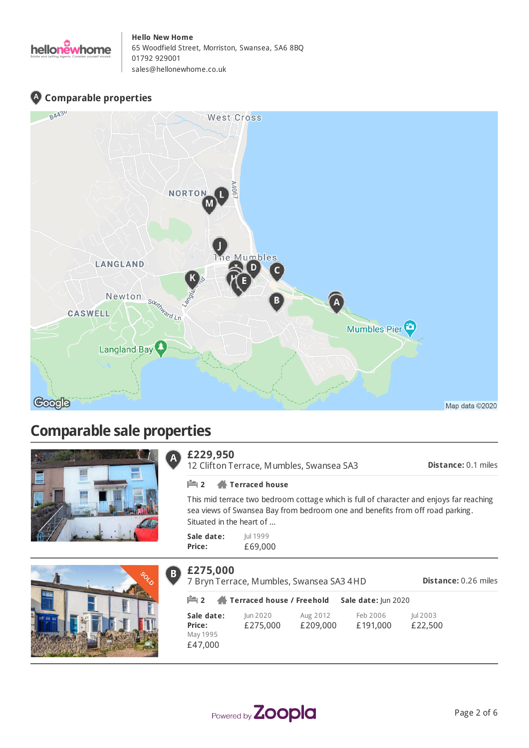**Hello New Home**
65 Woodfield Street, Morriston, Swansea, SA6 8BQ
01792 929001
sales@hellonewhome.co.uk

## Comparable properties

# Comparable sale properties

**A**

## £229,950

12 Clifton Terrace, Mumbles, Swansea SA3

**Distance:** 0.1 miles

2 **Terraced house**

This mid terrace two bedroom cottage which is full of character and enjoys far reaching sea views of Swansea Bay from bedroom one and benefits from off road parking. Situated in the heart of ...

| | |
|---|---|
| **Sale date:** | Jul 1999 |
| **Price:** | £69,000 |

**B**

## £275,000

7 Bryn Terrace, Mumbles, Swansea SA3 4HD

**Distance:** 0.26 miles

2 **Terraced house / Freehold** **Sale date:** Jun 2020

| | | | | | |
|---|---|---|---|---|---|
| **Sale date:** | Jun 2020 | Aug 2012 | Feb 2006 | Jul 2003 | May 1995 |
| **Price:** | £275,000 | £209,000 | £191,000 | £22,500 | £47,000 |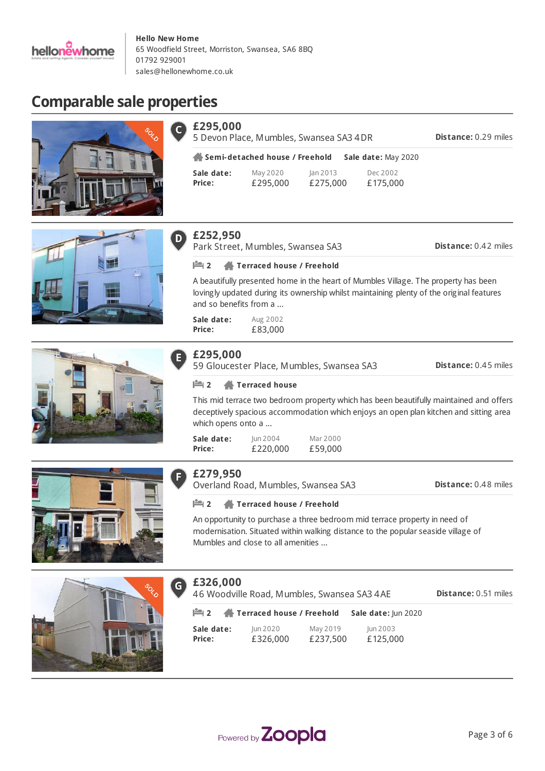**Hello New Home**
65 Woodfield Street, Morriston, Swansea, SA6 8BQ
01792 929001
sales@hellonewhome.co.uk

# Comparable sale properties

## C £295,000

5 Devon Place, Mumbles, Swansea SA3 4DR — **Distance:** 0.29 miles

**Semi-detached house / Freehold** — **Sale date:** May 2020

| **Sale date:** | May 2020 | Jan 2013 | Dec 2002 |
|---|---|---|---|
| **Price:** | £295,000 | £275,000 | £175,000 |

## D £252,950

Park Street, Mumbles, Swansea SA3 — **Distance:** 0.42 miles

2 — **Terraced house / Freehold**

A beautifully presented home in the heart of Mumbles Village. The property has been lovingly updated during its ownership whilst maintaining plenty of the original features and so benefits from a ...

| **Sale date:** | Aug 2002 |
|---|---|
| **Price:** | £83,000 |

## E £295,000

59 Gloucester Place, Mumbles, Swansea SA3 — **Distance:** 0.45 miles

2 — **Terraced house**

This mid terrace two bedroom property which has been beautifully maintained and offers deceptively spacious accommodation which enjoys an open plan kitchen and sitting area which opens onto a ...

| **Sale date:** | Jun 2004 | Mar 2000 |
|---|---|---|
| **Price:** | £220,000 | £59,000 |

## F £279,950

Overland Road, Mumbles, Swansea SA3 — **Distance:** 0.48 miles

2 — **Terraced house / Freehold**

An opportunity to purchase a three bedroom mid terrace property in need of modernisation. Situated within walking distance to the popular seaside village of Mumbles and close to all amenities ...

## G £326,000

46 Woodville Road, Mumbles, Swansea SA3 4AE — **Distance:** 0.51 miles

2 — **Terraced house / Freehold** — **Sale date:** Jun 2020

| **Sale date:** | Jun 2020 | May 2019 | Jun 2003 |
|---|---|---|---|
| **Price:** | £326,000 | £237,500 | £125,000 |

Powered by Zoopla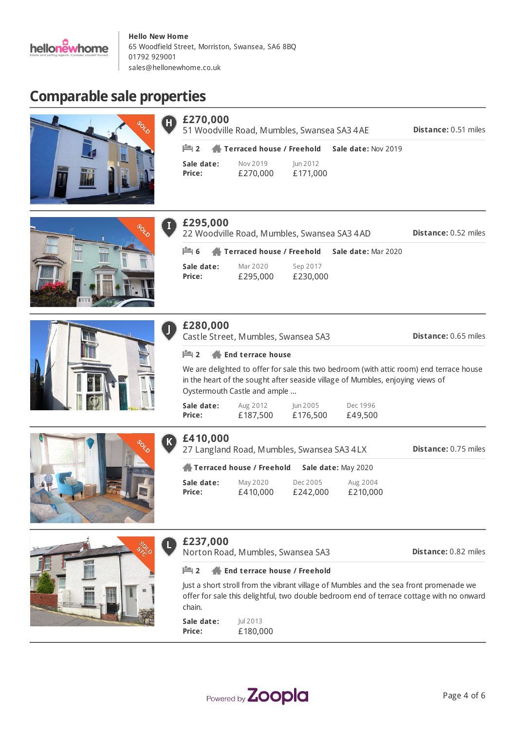**Hello New Home**
65 Woodfield Street, Morriston, Swansea, SA6 8BQ
01792 929001
sales@hellonewhome.co.uk

# Comparable sale properties

## H

### £270,000
51 Woodville Road, Mumbles, Swansea SA3 4AE

**Distance:** 0.51 miles

2 | **Terraced house / Freehold** | **Sale date:** Nov 2019

| **Sale date:** | Nov 2019 | Jun 2012 |
|---|---|---|
| **Price:** | £270,000 | £171,000 |

---

## I

### £295,000
22 Woodville Road, Mumbles, Swansea SA3 4AD

**Distance:** 0.52 miles

6 | **Terraced house / Freehold** | **Sale date:** Mar 2020

| **Sale date:** | Mar 2020 | Sep 2017 |
|---|---|---|
| **Price:** | £295,000 | £230,000 |

---

## J

### £280,000
Castle Street, Mumbles, Swansea SA3

**Distance:** 0.65 miles

2 | **End terrace house**

We are delighted to offer for sale this two bedroom (with attic room) end terrace house in the heart of the sought after seaside village of Mumbles, enjoying views of Oystermouth Castle and ample ...

| **Sale date:** | Aug 2012 | Jun 2005 | Dec 1996 |
|---|---|---|---|
| **Price:** | £187,500 | £176,500 | £49,500 |

---

## K

### £410,000
27 Langland Road, Mumbles, Swansea SA3 4LX

**Distance:** 0.75 miles

**Terraced house / Freehold** | **Sale date:** May 2020

| **Sale date:** | May 2020 | Dec 2005 | Aug 2004 |
|---|---|---|---|
| **Price:** | £410,000 | £242,000 | £210,000 |

---

## L

### £237,000
Norton Road, Mumbles, Swansea SA3

**Distance:** 0.82 miles

2 | **End terrace house / Freehold**

Just a short stroll from the vibrant village of Mumbles and the sea front promenade we offer for sale this delightful, two double bedroom end of terrace cottage with no onward chain.

| **Sale date:** | Jul 2013 |
|---|---|
| **Price:** | £180,000 |

Powered by Zoopla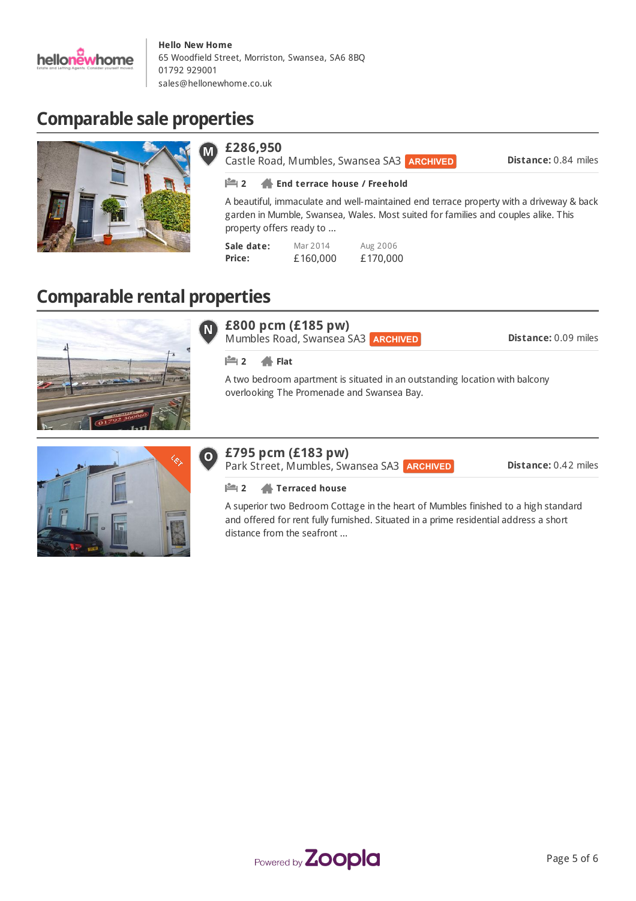**Hello New Home**
65 Woodfield Street, Morriston, Swansea, SA6 8BQ
01792 929001
sales@hellonewhome.co.uk

## Comparable sale properties

**M**

### £286,950

Castle Road, Mumbles, Swansea SA3 ARCHIVED

**Distance:** 0.84 miles

2 **End terrace house / Freehold**

A beautiful, immaculate and well-maintained end terrace property with a driveway & back garden in Mumble, Swansea, Wales. Most suited for families and couples alike. This property offers ready to ...

| **Sale date:** | Mar 2014 | Aug 2006 |
|---|---|---|
| **Price:** | £160,000 | £170,000 |

## Comparable rental properties

**N**

### £800 pcm (£185 pw)

Mumbles Road, Swansea SA3 ARCHIVED

**Distance:** 0.09 miles

2 **Flat**

A two bedroom apartment is situated in an outstanding location with balcony overlooking The Promenade and Swansea Bay.

**O**

### £795 pcm (£183 pw)

Park Street, Mumbles, Swansea SA3 ARCHIVED

**Distance:** 0.42 miles

2 **Terraced house**

A superior two Bedroom Cottage in the heart of Mumbles finished to a high standard and offered for rent fully furnished. Situated in a prime residential address a short distance from the seafront ...

Powered by Zoopla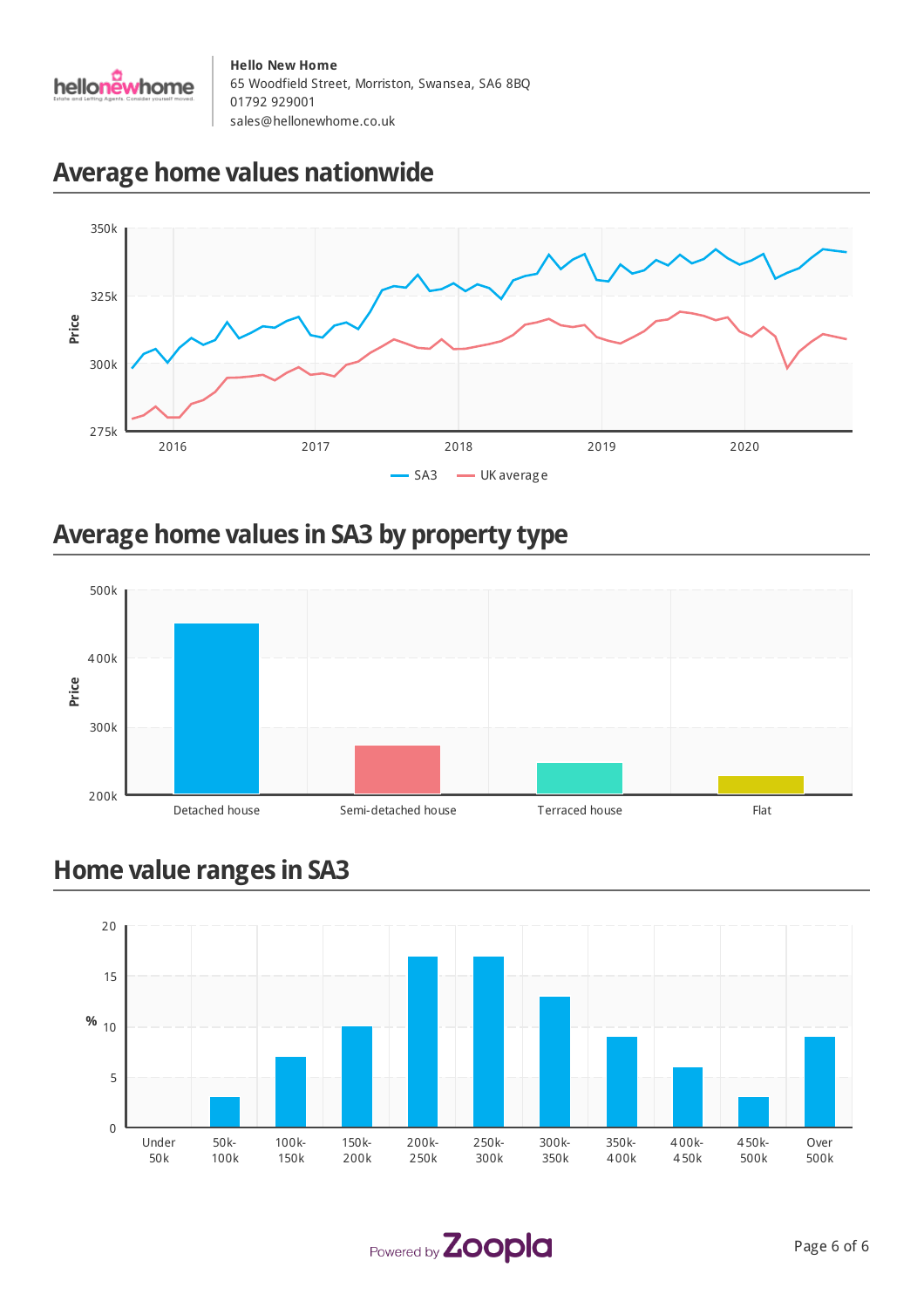Hello New Home
65 Woodfield Street, Morriston, Swansea, SA6 8BQ
01792 929001
sales@hellonewhome.co.uk

## Average home values nationwide

350k
325k
300k
275k
Price
2016
2017
2018
2019
2020
SA3
UK average

## Average home values in SA3 by property type

500k
400k
300k
200k
Price
Detached house
Semi-detached house
Terraced house
Flat

## Home value ranges in SA3

20
15
10
5
0
%
Under 50k
50k-100k
100k-150k
150k-200k
200k-250k
250k-300k
300k-350k
350k-400k
400k-450k
450k-500k
Over 500k

Powered by Zoopla